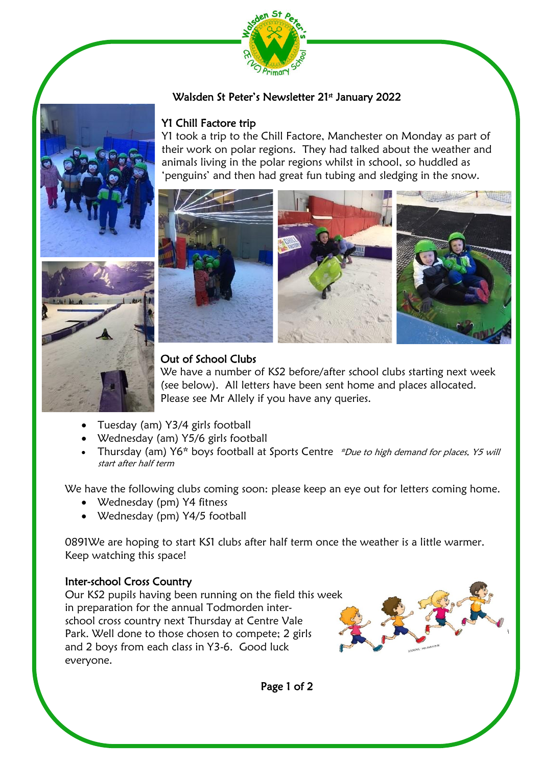# Walsden St Peter's Newsletter 21st January 2022

## Y1 Chill Factore trip

Y1 took a trip to the Chill Factore, Manchester on Monday as part of their work on polar regions. They had talked about the weather and animals living in the polar regions whilst in school, so huddled as 'penguins' and then had great fun tubing and sledging in the snow.

## Out of School Clubs

We have a number of KS2 before/after school clubs starting next week (see below). All letters have been sent home and places allocated. Please see Mr Allely if you have any queries.

- Tuesday (am) Y3/4 girls football
- Wednesday (am) Y5/6 girls football
- Thursday (am) Y6* boys football at Sports Centre *\*Due to high demand for places, Y5 will start after half term*

We have the following clubs coming soon: please keep an eye out for letters coming home.

- Wednesday (pm) Y4 fitness
- Wednesday (pm) Y4/5 football

0891We are hoping to start KS1 clubs after half term once the weather is a little warmer. Keep watching this space!

## Inter-school Cross Country

Our KS2 pupils having been running on the field this week in preparation for the annual Todmorden inter-school cross country next Thursday at Centre Vale Park. Well done to those chosen to compete; 2 girls and 2 boys from each class in Y3-6. Good luck everyone.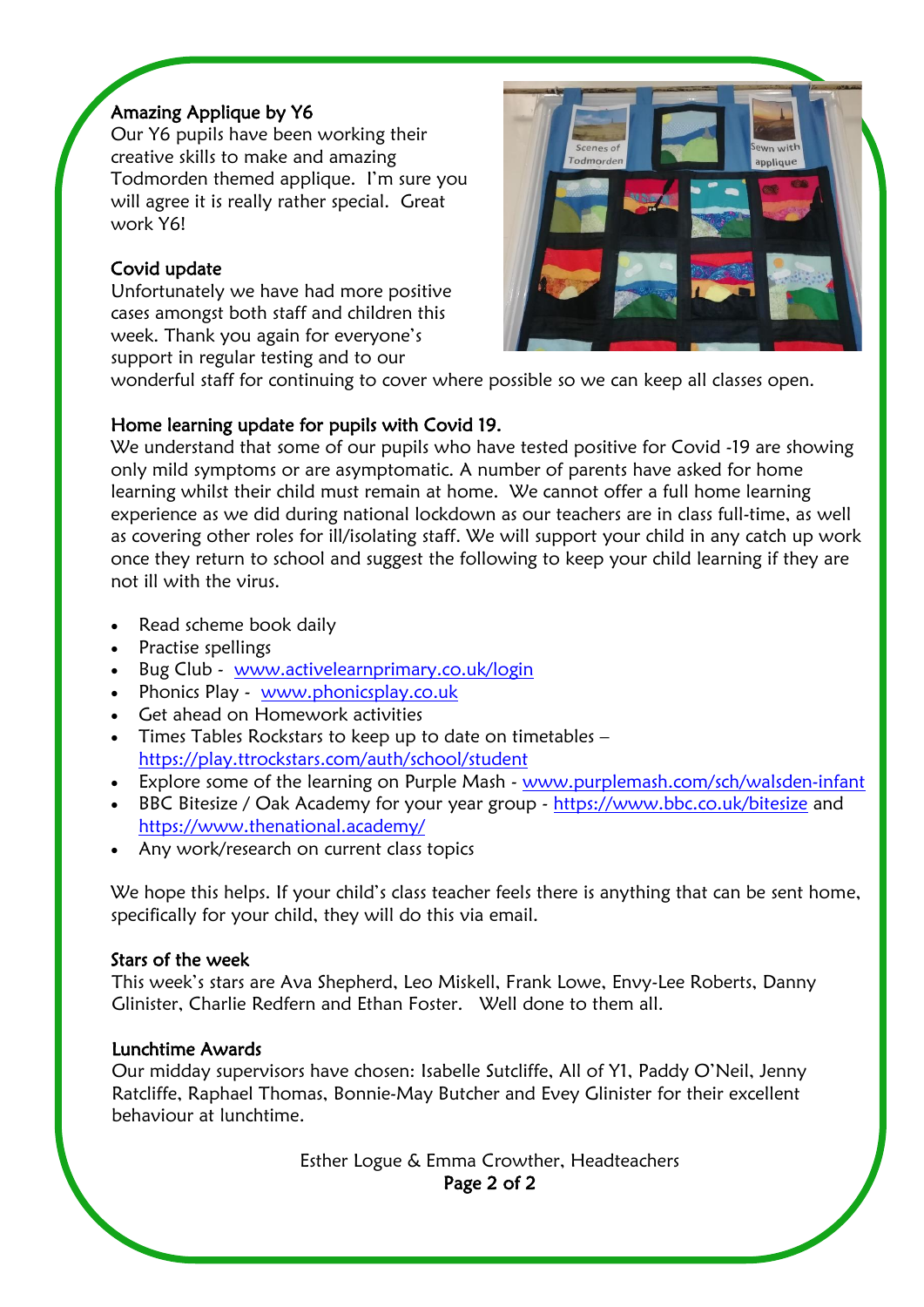### Amazing Applique by Y6

Our Y6 pupils have been working their creative skills to make and amazing Todmorden themed applique. I'm sure you will agree it is really rather special. Great work Y6!

### Covid update

Unfortunately we have had more positive cases amongst both staff and children this week. Thank you again for everyone's support in regular testing and to our wonderful staff for continuing to cover where possible so we can keep all classes open.

### Home learning update for pupils with Covid 19.

We understand that some of our pupils who have tested positive for Covid -19 are showing only mild symptoms or are asymptomatic. A number of parents have asked for home learning whilst their child must remain at home. We cannot offer a full home learning experience as we did during national lockdown as our teachers are in class full-time, as well as covering other roles for ill/isolating staff. We will support your child in any catch up work once they return to school and suggest the following to keep your child learning if they are not ill with the virus.

- Read scheme book daily
- Practise spellings
- Bug Club - www.activelearnprimary.co.uk/login
- Phonics Play - www.phonicsplay.co.uk
- Get ahead on Homework activities
- Times Tables Rockstars to keep up to date on timetables – https://play.ttrockstars.com/auth/school/student
- Explore some of the learning on Purple Mash - www.purplemash.com/sch/walsden-infant
- BBC Bitesize / Oak Academy for your year group - https://www.bbc.co.uk/bitesize and https://www.thenational.academy/
- Any work/research on current class topics

We hope this helps. If your child's class teacher feels there is anything that can be sent home, specifically for your child, they will do this via email.

### Stars of the week

This week's stars are Ava Shepherd, Leo Miskell, Frank Lowe, Envy-Lee Roberts, Danny Glinister, Charlie Redfern and Ethan Foster. Well done to them all.

### Lunchtime Awards

Our midday supervisors have chosen: Isabelle Sutcliffe, All of Y1, Paddy O'Neil, Jenny Ratcliffe, Raphael Thomas, Bonnie-May Butcher and Evey Glinister for their excellent behaviour at lunchtime.

Esther Logue & Emma Crowther, Headteachers